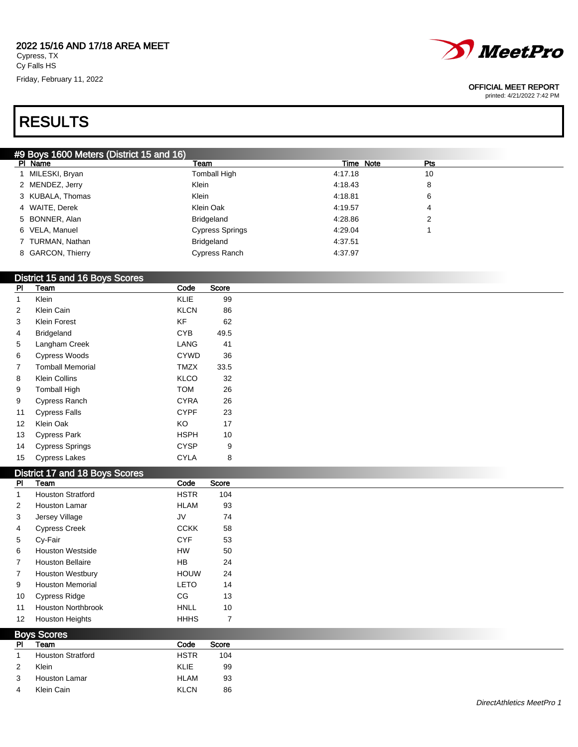**2022 15/16 AND 17/18 AREA MEET**
Cypress, TX
Cy Falls HS
Friday, February 11, 2022

OFFICIAL MEET REPORT
printed: 4/21/2022 7:42 PM

# RESULTS

## #9 Boys 1600 Meters (District 15 and 16)

| Pl | Name | Team | Time | Note | Pts |
|---|---|---|---|---|---|
| 1 | MILESKI, Bryan | Tomball High | 4:17.18 | | 10 |
| 2 | MENDEZ, Jerry | Klein | 4:18.43 | | 8 |
| 3 | KUBALA, Thomas | Klein | 4:18.81 | | 6 |
| 4 | WAITE, Derek | Klein Oak | 4:19.57 | | 4 |
| 5 | BONNER, Alan | Bridgeland | 4:28.86 | | 2 |
| 6 | VELA, Manuel | Cypress Springs | 4:29.04 | | 1 |
| 7 | TURMAN, Nathan | Bridgeland | 4:37.51 | | |
| 8 | GARCON, Thierry | Cypress Ranch | 4:37.97 | | |

## District 15 and 16 Boys Scores

| Pl | Team | Code | Score |
|---|---|---|---|
| 1 | Klein | KLIE | 99 |
| 2 | Klein Cain | KLCN | 86 |
| 3 | Klein Forest | KF | 62 |
| 4 | Bridgeland | CYB | 49.5 |
| 5 | Langham Creek | LANG | 41 |
| 6 | Cypress Woods | CYWD | 36 |
| 7 | Tomball Memorial | TMZX | 33.5 |
| 8 | Klein Collins | KLCO | 32 |
| 9 | Tomball High | TOM | 26 |
| 9 | Cypress Ranch | CYRA | 26 |
| 11 | Cypress Falls | CYPF | 23 |
| 12 | Klein Oak | KO | 17 |
| 13 | Cypress Park | HSPH | 10 |
| 14 | Cypress Springs | CYSP | 9 |
| 15 | Cypress Lakes | CYLA | 8 |

## District 17 and 18 Boys Scores

| Pl | Team | Code | Score |
|---|---|---|---|
| 1 | Houston Stratford | HSTR | 104 |
| 2 | Houston Lamar | HLAM | 93 |
| 3 | Jersey Village | JV | 74 |
| 4 | Cypress Creek | CCKK | 58 |
| 5 | Cy-Fair | CYF | 53 |
| 6 | Houston Westside | HW | 50 |
| 7 | Houston Bellaire | HB | 24 |
| 7 | Houston Westbury | HOUW | 24 |
| 9 | Houston Memorial | LETO | 14 |
| 10 | Cypress Ridge | CG | 13 |
| 11 | Houston Northbrook | HNLL | 10 |
| 12 | Houston Heights | HHHS | 7 |

## Boys Scores

| Pl | Team | Code | Score |
|---|---|---|---|
| 1 | Houston Stratford | HSTR | 104 |
| 2 | Klein | KLIE | 99 |
| 3 | Houston Lamar | HLAM | 93 |
| 4 | Klein Cain | KLCN | 86 |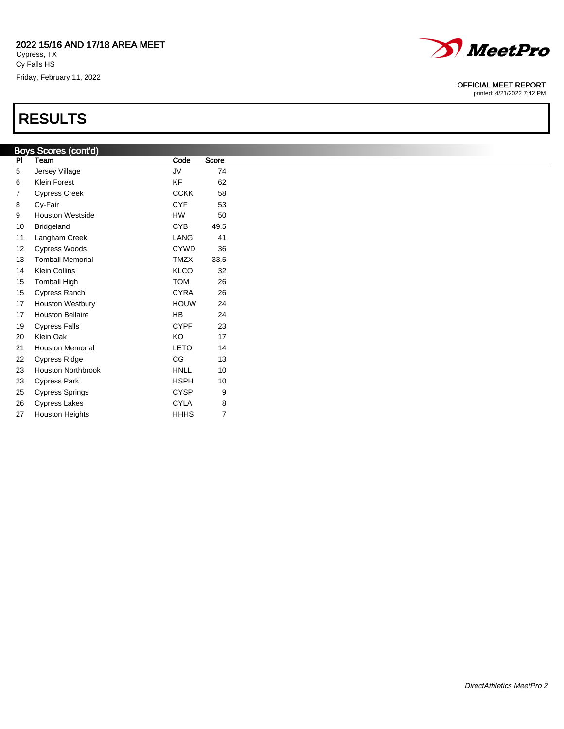2022 15/16 AND 17/18 AREA MEET
Cypress, TX
Cy Falls HS
Friday, February 11, 2022

OFFICIAL MEET REPORT
printed: 4/21/2022 7:42 PM

# RESULTS

## Boys Scores (cont'd)

| Pl | Team | Code | Score |
|---|---|---|---|
| 5 | Jersey Village | JV | 74 |
| 6 | Klein Forest | KF | 62 |
| 7 | Cypress Creek | CCKK | 58 |
| 8 | Cy-Fair | CYF | 53 |
| 9 | Houston Westside | HW | 50 |
| 10 | Bridgeland | CYB | 49.5 |
| 11 | Langham Creek | LANG | 41 |
| 12 | Cypress Woods | CYWD | 36 |
| 13 | Tomball Memorial | TMZX | 33.5 |
| 14 | Klein Collins | KLCO | 32 |
| 15 | Tomball High | TOM | 26 |
| 15 | Cypress Ranch | CYRA | 26 |
| 17 | Houston Westbury | HOUW | 24 |
| 17 | Houston Bellaire | HB | 24 |
| 19 | Cypress Falls | CYPF | 23 |
| 20 | Klein Oak | KO | 17 |
| 21 | Houston Memorial | LETO | 14 |
| 22 | Cypress Ridge | CG | 13 |
| 23 | Houston Northbrook | HNLL | 10 |
| 23 | Cypress Park | HSPH | 10 |
| 25 | Cypress Springs | CYSP | 9 |
| 26 | Cypress Lakes | CYLA | 8 |
| 27 | Houston Heights | HHHS | 7 |